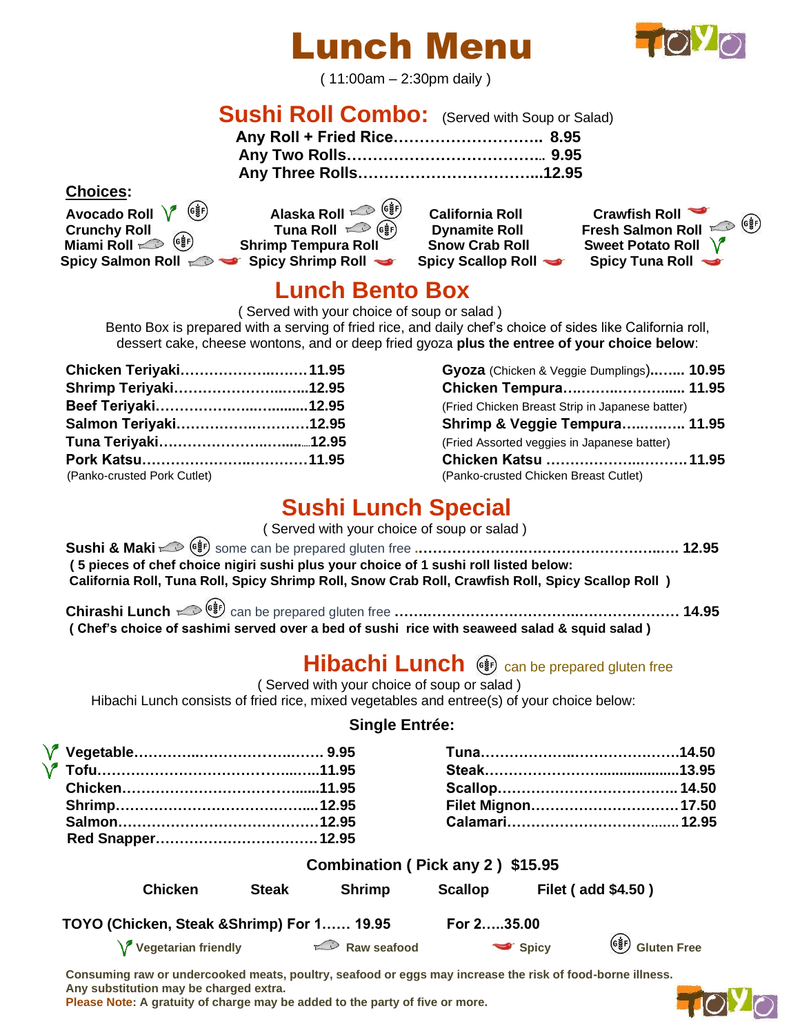# Lunch Menu

( 11:00am – 2:30pm daily )

## Sushi Roll Combo: (Served with Soup or Salad)

**Any Roll + Fried Rice………………………. 8.95**
**Any Two Rolls……………………………… 9.95**
**Any Three Rolls……………………………12.95**

**Choices:**

- Avocado Roll (Vegetarian friendly, Gluten Free)
- Crunchy Roll
- Miami Roll (Raw seafood, Gluten Free)
- Spicy Salmon Roll (Raw seafood, Spicy)
- Alaska Roll (Raw seafood, Gluten Free)
- Tuna Roll (Raw seafood, Gluten Free)
- Shrimp Tempura Roll
- Spicy Shrimp Roll (Spicy)
- California Roll
- Dynamite Roll
- Snow Crab Roll
- Spicy Scallop Roll (Spicy)
- Crawfish Roll (Spicy)
- Fresh Salmon Roll (Raw seafood, Gluten Free)
- Sweet Potato Roll (Vegetarian friendly)
- Spicy Tuna Roll (Spicy)

## Lunch Bento Box

( Served with your choice of soup or salad )

Bento Box is prepared with a serving of fried rice, and daily chef's choice of sides like California roll, dessert cake, cheese wontons, and or deep fried gyoza **plus the entree of your choice below**:

**Chicken Teriyaki……………………11.95**
**Shrimp Teriyaki……………………12.95**
**Beef Teriyaki………………………12.95**
**Salmon Teriyaki……………………12.95**
**Tuna Teriyaki………………………12.95**
**Pork Katsu…………………………11.95**
(Panko-crusted Pork Cutlet)

**Gyoza** (Chicken & Veggie Dumplings)**…….. 10.95**
**Chicken Tempura………………… 11.95**
(Fried Chicken Breast Strip in Japanese batter)
**Shrimp & Veggie Tempura…………. 11.95**
(Fried Assorted veggies in Japanese batter)
**Chicken Katsu ……………………11.95**
(Panko-crusted Chicken Breast Cutlet)

## Sushi Lunch Special

( Served with your choice of soup or salad )

**Sushi & Maki** (Raw seafood, Gluten Free) some can be prepared gluten free **……………………………… 12.95**
**( 5 pieces of chef choice nigiri sushi plus your choice of 1 sushi roll listed below: California Roll, Tuna Roll, Spicy Shrimp Roll, Snow Crab Roll, Crawfish Roll, Spicy Scallop Roll )**

**Chirashi Lunch** (Raw seafood, Gluten Free) can be prepared gluten free **……………………………… 14.95**
**( Chef's choice of sashimi served over a bed of sushi rice with seaweed salad & squid salad )**

## Hibachi Lunch (Gluten Free) can be prepared gluten free

( Served with your choice of soup or salad )

Hibachi Lunch consists of fried rice, mixed vegetables and entree(s) of your choice below:

**Single Entrée:**

**Vegetable (Vegetarian friendly)……………… 9.95**
**Tofu (Vegetarian friendly)…………………11.95**
**Chicken…………………………………11.95**
**Shrimp…………………………………12.95**
**Salmon…………………………………12.95**
**Red Snapper……………………………12.95**
**Tuna……………………………………14.50**
**Steak……………………………………13.95**
**Scallop…………………………………14.50**
**Filet Mignon……………………………17.50**
**Calamari…………………………………12.95**

**Combination ( Pick any 2 ) $15.95**

**Chicken | Steak | Shrimp | Scallop | Filet ( add $4.50 )**

**TOYO (Chicken, Steak &Shrimp) For 1…… 19.95 For 2…..35.00**

Vegetarian friendly | Raw seafood | Spicy | Gluten Free

**Consuming raw or undercooked meats, poultry, seafood or eggs may increase the risk of food-borne illness.**
**Any substitution may be charged extra.**
**Please Note: A gratuity of charge may be added to the party of five or more.**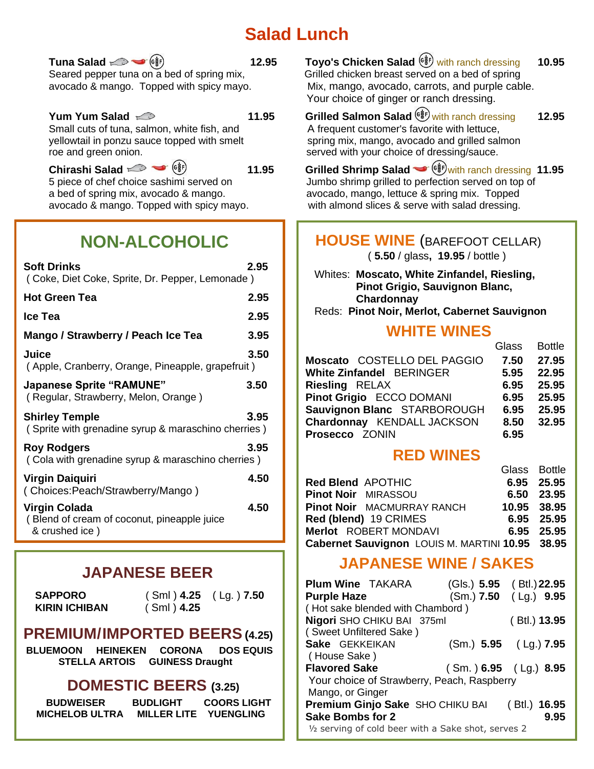# Salad Lunch

**Tuna Salad** (GF) **12.95**
Seared pepper tuna on a bed of spring mix, avocado & mango. Topped with spicy mayo.

**Yum Yum Salad** **11.95**
Small cuts of tuna, salmon, white fish, and yellowtail in ponzu sauce topped with smelt roe and green onion.

**Chirashi Salad** (GF) **11.95**
5 piece of chef choice sashimi served on a bed of spring mix, avocado & mango. avocado & mango. Topped with spicy mayo.

**Toyo's Chicken Salad** (GF) with ranch dressing **10.95**
Grilled chicken breast served on a bed of spring Mix, mango, avocado, carrots, and purple cable. Your choice of ginger or ranch dressing.

**Grilled Salmon Salad** (GF) with ranch dressing **12.95**
A frequent customer's favorite with lettuce, spring mix, mango, avocado and grilled salmon served with your choice of dressing/sauce.

**Grilled Shrimp Salad** (GF) with ranch dressing **11.95**
Jumbo shrimp grilled to perfection served on top of avocado, mango, lettuce & spring mix. Topped with almond slices & serve with salad dressing.

## NON-ALCOHOLIC

| | |
|---|---|
| **Soft Drinks** ( Coke, Diet Coke, Sprite, Dr. Pepper, Lemonade ) | 2.95 |
| **Hot Green Tea** | 2.95 |
| **Ice Tea** | 2.95 |
| **Mango / Strawberry / Peach Ice Tea** | 3.95 |
| **Juice** ( Apple, Cranberry, Orange, Pineapple, grapefruit ) | 3.50 |
| **Japanese Sprite "RAMUNE"** ( Regular, Strawberry, Melon, Orange ) | 3.50 |
| **Shirley Temple** ( Sprite with grenadine syrup & maraschino cherries ) | 3.95 |
| **Roy Rodgers** ( Cola with grenadine syrup & maraschino cherries ) | 3.95 |
| **Virgin Daiquiri** ( Choices:Peach/Strawberry/Mango ) | 4.50 |
| **Virgin Colada** ( Blend of cream of coconut, pineapple juice & crushed ice ) | 4.50 |

## JAPANESE BEER

| | | |
|---|---|---|
| **SAPPORO** | ( Sml ) **4.25** | ( Lg. ) **7.50** |
| **KIRIN ICHIBAN** | ( Sml ) **4.25** | |

## PREMIUM/IMPORTED BEERS (4.25)

**BLUEMOON HEINEKEN CORONA DOS EQUIS**
**STELLA ARTOIS GUINESS Draught**

## DOMESTIC BEERS (3.25)

**BUDWEISER BUDLIGHT COORS LIGHT**
**MICHELOB ULTRA MILLER LITE YUENGLING**

## HOUSE WINE (BAREFOOT CELLAR)

( **5.50** / glass, **19.95** / bottle )

Whites: **Moscato, White Zinfandel, Riesling, Pinot Grigio, Sauvignon Blanc, Chardonnay**
Reds: **Pinot Noir, Merlot, Cabernet Sauvignon**

## WHITE WINES

| | Glass | Bottle |
|---|---|---|
| **Moscato** COSTELLO DEL PAGGIO | 7.50 | 27.95 |
| **White Zinfandel** BERINGER | 5.95 | 22.95 |
| **Riesling** RELAX | 6.95 | 25.95 |
| **Pinot Grigio** ECCO DOMANI | 6.95 | 25.95 |
| **Sauvignon Blanc** STARBOROUGH | 6.95 | 25.95 |
| **Chardonnay** KENDALL JACKSON | 8.50 | 32.95 |
| **Prosecco** ZONIN | 6.95 | |

## RED WINES

| | Glass | Bottle |
|---|---|---|
| **Red Blend** APOTHIC | 6.95 | 25.95 |
| **Pinot Noir** MIRASSOU | 6.50 | 23.95 |
| **Pinot Noir** MACMURRAY RANCH | 10.95 | 38.95 |
| **Red (blend)** 19 CRIMES | 6.95 | 25.95 |
| **Merlot** ROBERT MONDAVI | 6.95 | 25.95 |
| **Cabernet Sauvignon** LOUIS M. MARTINI | 10.95 | 38.95 |

## JAPANESE WINE / SAKES

| | | |
|---|---|---|
| **Plum Wine** TAKARA | (Gls.) **5.95** | ( Btl.) **22.95** |
| **Purple Haze** ( Hot sake blended with Chambord ) | (Sm.) **7.50** | ( Lg.) **9.95** |
| **Nigori** SHO CHIKU BAI 375ml ( Sweet Unfiltered Sake ) | | ( Btl.) **13.95** |
| **Sake** GEKKEIKAN ( House Sake ) | (Sm.) **5.95** | ( Lg.) **7.95** |
| **Flavored Sake** Your choice of Strawberry, Peach, Raspberry Mango, or Ginger | ( Sm. ) **6.95** | ( Lg.) **8.95** |
| **Premium Ginjo Sake** SHO CHIKU BAI | | ( Btl.) **16.95** |
| **Sake Bombs for 2** ½ serving of cold beer with a Sake shot, serves 2 | | **9.95** |